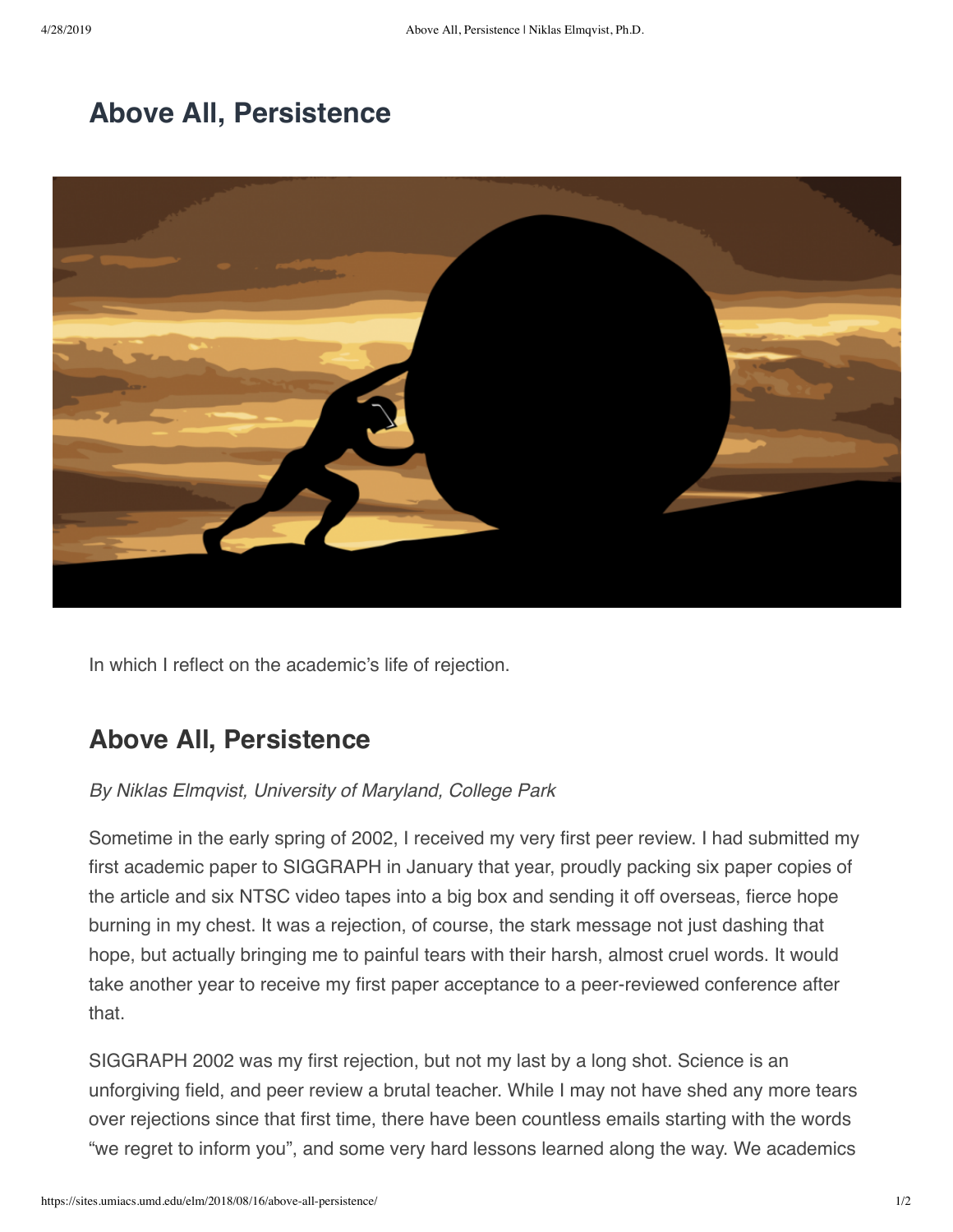# Above All, Persistence

In which I reflect on the academic's life of rejection.

## Above All, Persistence

*By Niklas Elmqvist, University of Maryland, College Park*

Sometime in the early spring of 2002, I received my very first peer review. I had submitted my first academic paper to SIGGRAPH in January that year, proudly packing six paper copies of the article and six NTSC video tapes into a big box and sending it off overseas, fierce hope burning in my chest. It was a rejection, of course, the stark message not just dashing that hope, but actually bringing me to painful tears with their harsh, almost cruel words. It would take another year to receive my first paper acceptance to a peer-reviewed conference after that.

SIGGRAPH 2002 was my first rejection, but not my last by a long shot. Science is an unforgiving field, and peer review a brutal teacher. While I may not have shed any more tears over rejections since that first time, there have been countless emails starting with the words "we regret to inform you", and some very hard lessons learned along the way. We academics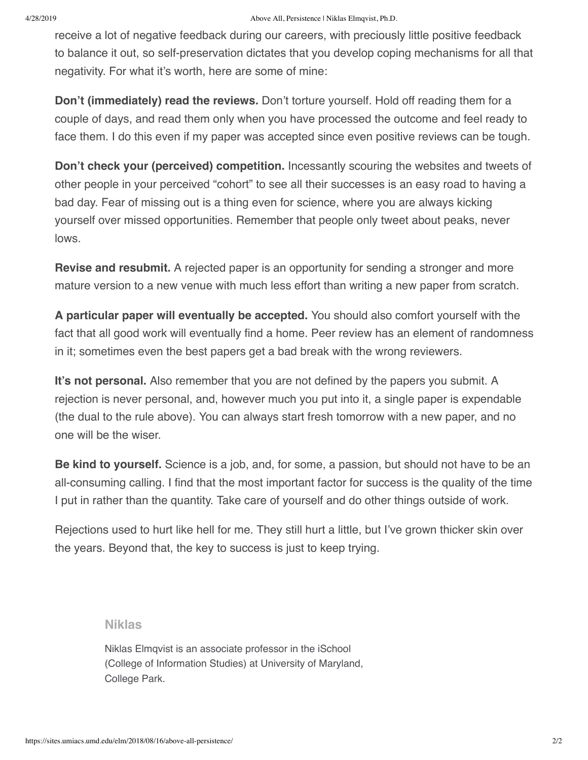receive a lot of negative feedback during our careers, with preciously little positive feedback to balance it out, so self-preservation dictates that you develop coping mechanisms for all that negativity. For what it's worth, here are some of mine:

**Don't (immediately) read the reviews.** Don't torture yourself. Hold off reading them for a couple of days, and read them only when you have processed the outcome and feel ready to face them. I do this even if my paper was accepted since even positive reviews can be tough.

**Don't check your (perceived) competition.** Incessantly scouring the websites and tweets of other people in your perceived "cohort" to see all their successes is an easy road to having a bad day. Fear of missing out is a thing even for science, where you are always kicking yourself over missed opportunities. Remember that people only tweet about peaks, never lows.

**Revise and resubmit.** A rejected paper is an opportunity for sending a stronger and more mature version to a new venue with much less effort than writing a new paper from scratch.

**A particular paper will eventually be accepted.** You should also comfort yourself with the fact that all good work will eventually find a home. Peer review has an element of randomness in it; sometimes even the best papers get a bad break with the wrong reviewers.

**It's not personal.** Also remember that you are not defined by the papers you submit. A rejection is never personal, and, however much you put into it, a single paper is expendable (the dual to the rule above). You can always start fresh tomorrow with a new paper, and no one will be the wiser.

**Be kind to yourself.** Science is a job, and, for some, a passion, but should not have to be an all-consuming calling. I find that the most important factor for success is the quality of the time I put in rather than the quantity. Take care of yourself and do other things outside of work.

Rejections used to hurt like hell for me. They still hurt a little, but I've grown thicker skin over the years. Beyond that, the key to success is just to keep trying.

**Niklas**

Niklas Elmqvist is an associate professor in the iSchool (College of Information Studies) at University of Maryland, College Park.